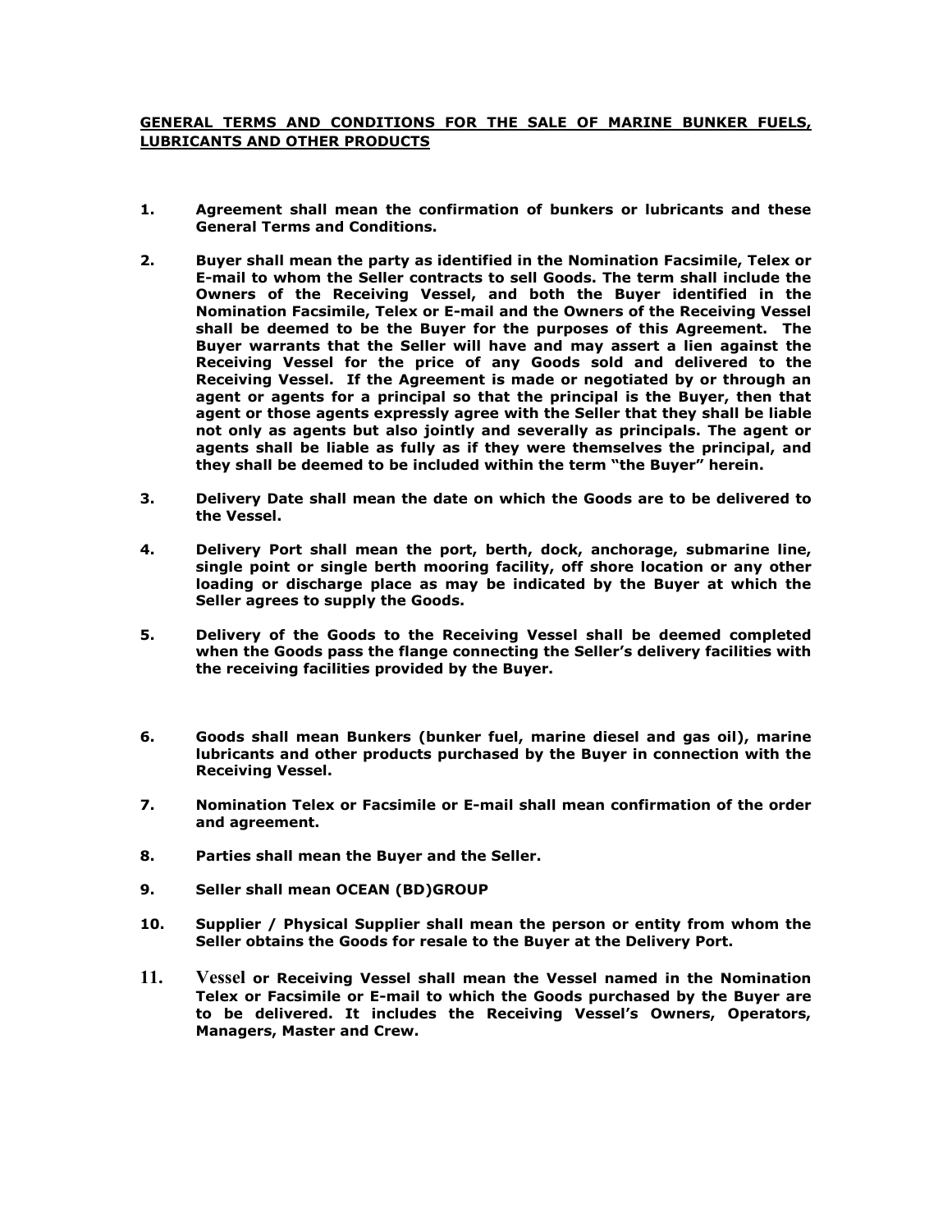**GENERAL TERMS AND CONDITIONS FOR THE SALE OF MARINE BUNKER FUELS, LUBRICANTS AND OTHER PRODUCTS**

1. **Agreement shall mean the confirmation of bunkers or lubricants and these General Terms and Conditions.**

2. **Buyer shall mean the party as identified in the Nomination Facsimile, Telex or E-mail to whom the Seller contracts to sell Goods. The term shall include the Owners of the Receiving Vessel, and both the Buyer identified in the Nomination Facsimile, Telex or E-mail and the Owners of the Receiving Vessel shall be deemed to be the Buyer for the purposes of this Agreement. The Buyer warrants that the Seller will have and may assert a lien against the Receiving Vessel for the price of any Goods sold and delivered to the Receiving Vessel. If the Agreement is made or negotiated by or through an agent or agents for a principal so that the principal is the Buyer, then that agent or those agents expressly agree with the Seller that they shall be liable not only as agents but also jointly and severally as principals. The agent or agents shall be liable as fully as if they were themselves the principal, and they shall be deemed to be included within the term "the Buyer" herein.**

3. **Delivery Date shall mean the date on which the Goods are to be delivered to the Vessel.**

4. **Delivery Port shall mean the port, berth, dock, anchorage, submarine line, single point or single berth mooring facility, off shore location or any other loading or discharge place as may be indicated by the Buyer at which the Seller agrees to supply the Goods.**

5. **Delivery of the Goods to the Receiving Vessel shall be deemed completed when the Goods pass the flange connecting the Seller's delivery facilities with the receiving facilities provided by the Buyer.**

6. **Goods shall mean Bunkers (bunker fuel, marine diesel and gas oil), marine lubricants and other products purchased by the Buyer in connection with the Receiving Vessel.**

7. **Nomination Telex or Facsimile or E-mail shall mean confirmation of the order and agreement.**

8. **Parties shall mean the Buyer and the Seller.**

9. **Seller shall mean OCEAN (BD)GROUP**

10. **Supplier / Physical Supplier shall mean the person or entity from whom the Seller obtains the Goods for resale to the Buyer at the Delivery Port.**

11. **Vessel or Receiving Vessel shall mean the Vessel named in the Nomination Telex or Facsimile or E-mail to which the Goods purchased by the Buyer are to be delivered. It includes the Receiving Vessel's Owners, Operators, Managers, Master and Crew.**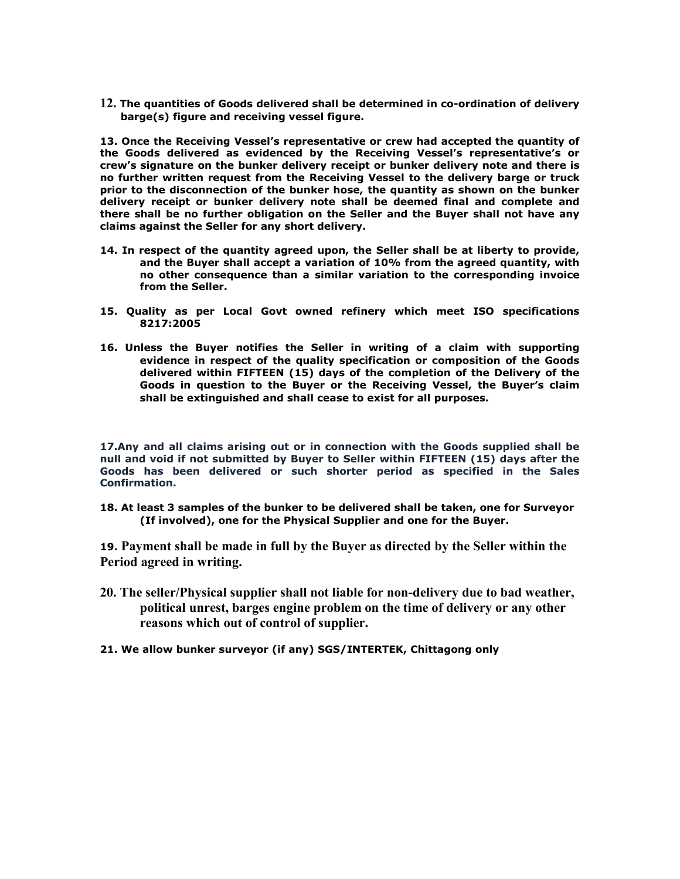**12. The quantities of Goods delivered shall be determined in co-ordination of delivery barge(s) figure and receiving vessel figure.**

**13. Once the Receiving Vessel's representative or crew had accepted the quantity of the Goods delivered as evidenced by the Receiving Vessel's representative's or crew's signature on the bunker delivery receipt or bunker delivery note and there is no further written request from the Receiving Vessel to the delivery barge or truck prior to the disconnection of the bunker hose, the quantity as shown on the bunker delivery receipt or bunker delivery note shall be deemed final and complete and there shall be no further obligation on the Seller and the Buyer shall not have any claims against the Seller for any short delivery.**

**14. In respect of the quantity agreed upon, the Seller shall be at liberty to provide, and the Buyer shall accept a variation of 10% from the agreed quantity, with no other consequence than a similar variation to the corresponding invoice from the Seller.**

**15. Quality as per Local Govt owned refinery which meet ISO specifications 8217:2005**

**16. Unless the Buyer notifies the Seller in writing of a claim with supporting evidence in respect of the quality specification or composition of the Goods delivered within FIFTEEN (15) days of the completion of the Delivery of the Goods in question to the Buyer or the Receiving Vessel, the Buyer's claim shall be extinguished and shall cease to exist for all purposes.**

**17.Any and all claims arising out or in connection with the Goods supplied shall be null and void if not submitted by Buyer to Seller within FIFTEEN (15) days after the Goods has been delivered or such shorter period as specified in the Sales Confirmation.**

**18. At least 3 samples of the bunker to be delivered shall be taken, one for Surveyor (If involved), one for the Physical Supplier and one for the Buyer.**

**19. Payment shall be made in full by the Buyer as directed by the Seller within the Period agreed in writing.**

**20. The seller/Physical supplier shall not liable for non-delivery due to bad weather, political unrest, barges engine problem on the time of delivery or any other reasons which out of control of supplier.**

**21. We allow bunker surveyor (if any) SGS/INTERTEK, Chittagong only**